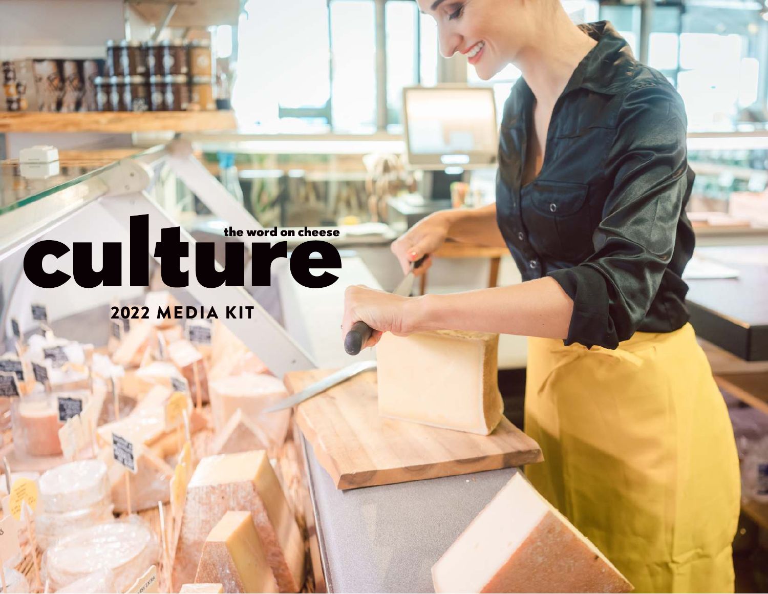# culture

the word on cheese

## 2022 MEDIA KIT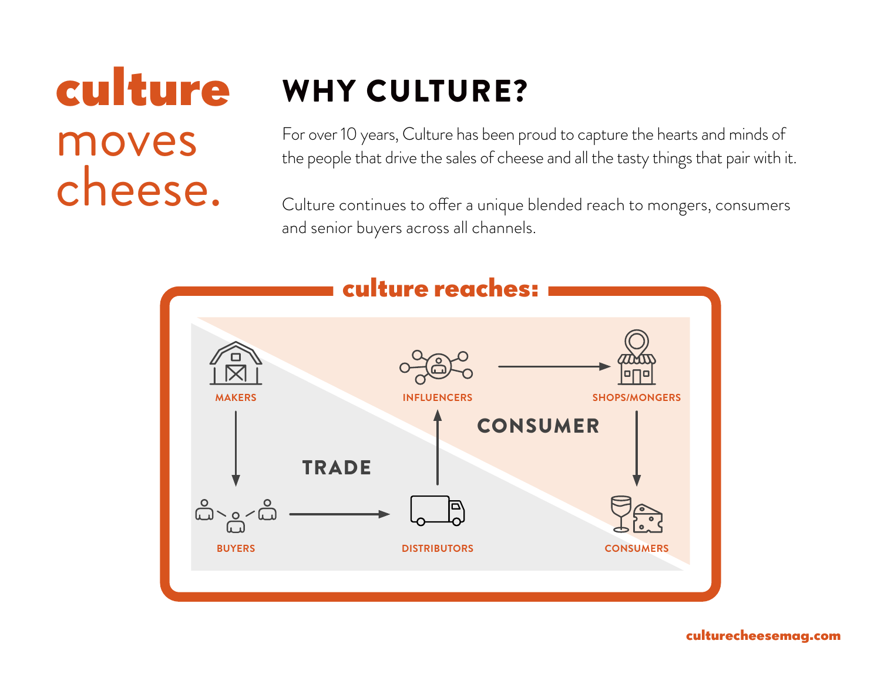# culture moves cheese.

## WHY CULTURE?

For over 10 years, Culture has been proud to capture the hearts and minds of the people that drive the sales of cheese and all the tasty things that pair with it.

Culture continues to offer a unique blended reach to mongers, consumers and senior buyers across all channels.

### culture reaches:

**TRADE**

- MAKERS
- BUYERS
- DISTRIBUTORS

**CONSUMER**

- INFLUENCERS
- SHOPS/MONGERS
- CONSUMERS

culturecheesemag.com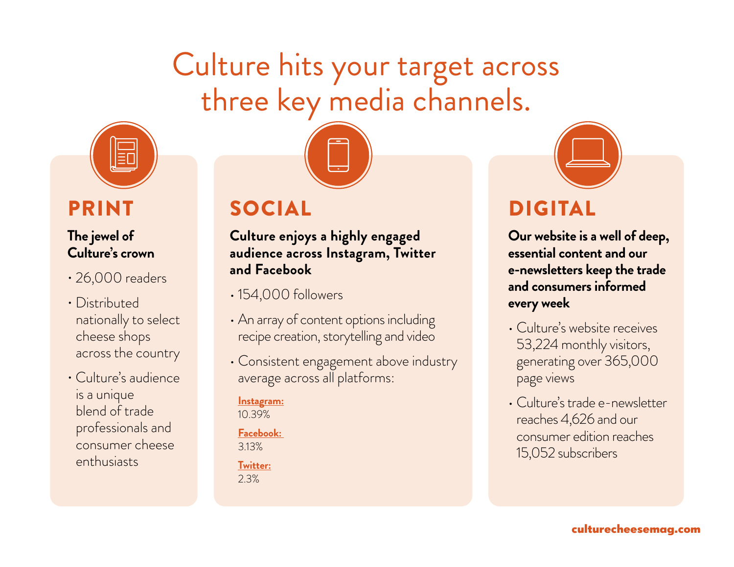# Culture hits your target across three key media channels.

## PRINT

**The jewel of Culture's crown**

- 26,000 readers
- Distributed nationally to select cheese shops across the country
- Culture's audience is a unique blend of trade professionals and consumer cheese enthusiasts

## SOCIAL

**Culture enjoys a highly engaged audience across Instagram, Twitter and Facebook**

- 154,000 followers
- An array of content options including recipe creation, storytelling and video
- Consistent engagement above industry average across all platforms:

**Instagram:**
10.39%

**Facebook:**
3.13%

**Twitter:**
2.3%

## DIGITAL

**Our website is a well of deep, essential content and our e-newsletters keep the trade and consumers informed every week**

- Culture's website receives 53,224 monthly visitors, generating over 365,000 page views
- Culture's trade e-newsletter reaches 4,626 and our consumer edition reaches 15,052 subscribers

**culturecheesemag.com**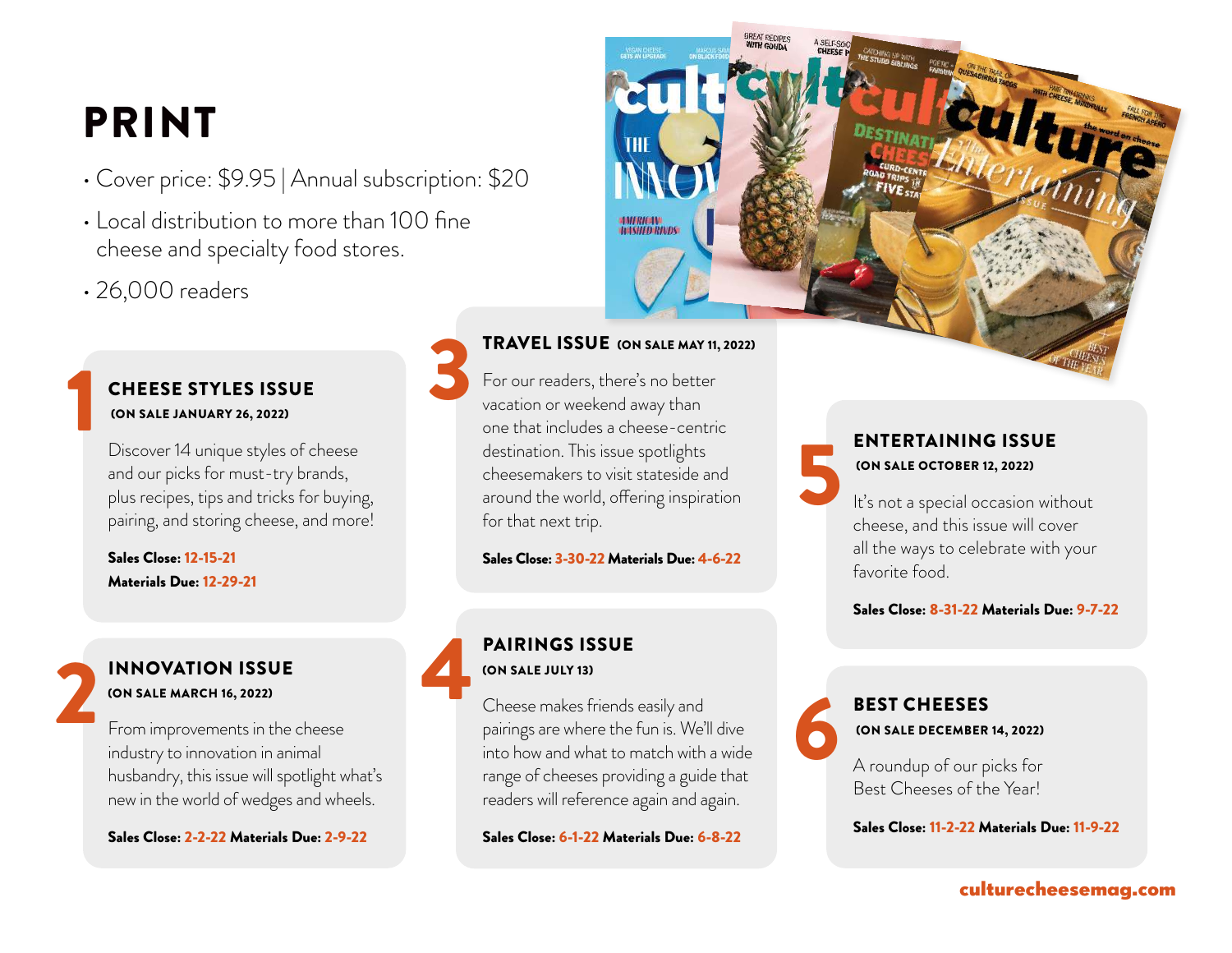# PRINT

- Cover price: $9.95 | Annual subscription: $20
- Local distribution to more than 100 fine cheese and specialty food stores.
- 26,000 readers

## 1 CHEESE STYLES ISSUE

**(ON SALE JANUARY 26, 2022)**

Discover 14 unique styles of cheese and our picks for must-try brands, plus recipes, tips and tricks for buying, pairing, and storing cheese, and more!

**Sales Close:** 12-15-21
**Materials Due:** 12-29-21

## 2 INNOVATION ISSUE

**(ON SALE MARCH 16, 2022)**

From improvements in the cheese industry to innovation in animal husbandry, this issue will spotlight what's new in the world of wedges and wheels.

**Sales Close:** 2-2-22 **Materials Due:** 2-9-22

## 3 TRAVEL ISSUE (ON SALE MAY 11, 2022)

For our readers, there's no better vacation or weekend away than one that includes a cheese-centric destination. This issue spotlights cheesemakers to visit stateside and around the world, offering inspiration for that next trip.

**Sales Close:** 3-30-22 **Materials Due:** 4-6-22

## 4 PAIRINGS ISSUE

**(ON SALE JULY 13)**

Cheese makes friends easily and pairings are where the fun is. We'll dive into how and what to match with a wide range of cheeses providing a guide that readers will reference again and again.

**Sales Close:** 6-1-22 **Materials Due:** 6-8-22

## 5 ENTERTAINING ISSUE

**(ON SALE OCTOBER 12, 2022)**

It's not a special occasion without cheese, and this issue will cover all the ways to celebrate with your favorite food.

**Sales Close:** 8-31-22 **Materials Due:** 9-7-22

## 6 BEST CHEESES

**(ON SALE DECEMBER 14, 2022)**

A roundup of our picks for Best Cheeses of the Year!

**Sales Close:** 11-2-22 **Materials Due:** 11-9-22

culturecheesemag.com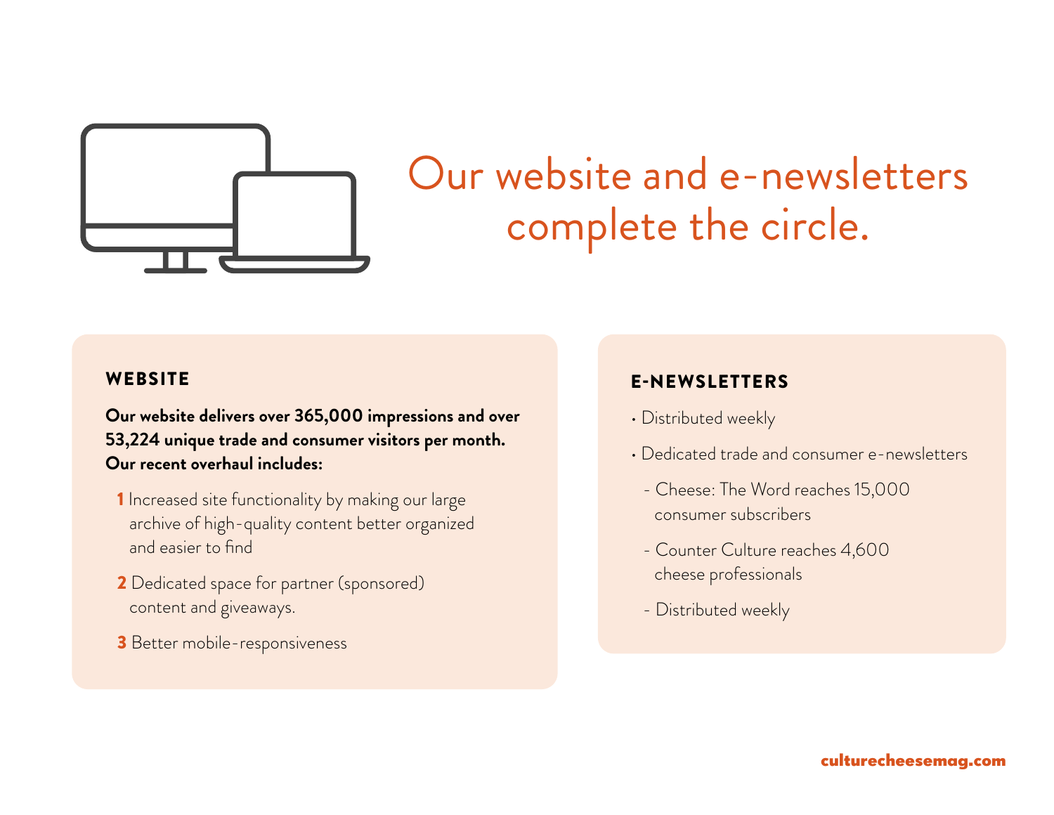# Our website and e-newsletters complete the circle.

## WEBSITE

**Our website delivers over 365,000 impressions and over 53,224 unique trade and consumer visitors per month. Our recent overhaul includes:**

1. Increased site functionality by making our large archive of high-quality content better organized and easier to find
2. Dedicated space for partner (sponsored) content and giveaways.
3. Better mobile-responsiveness

## E-NEWSLETTERS

- Distributed weekly
- Dedicated trade and consumer e-newsletters
  - Cheese: The Word reaches 15,000 consumer subscribers
  - Counter Culture reaches 4,600 cheese professionals
  - Distributed weekly

**culturecheesemag.com**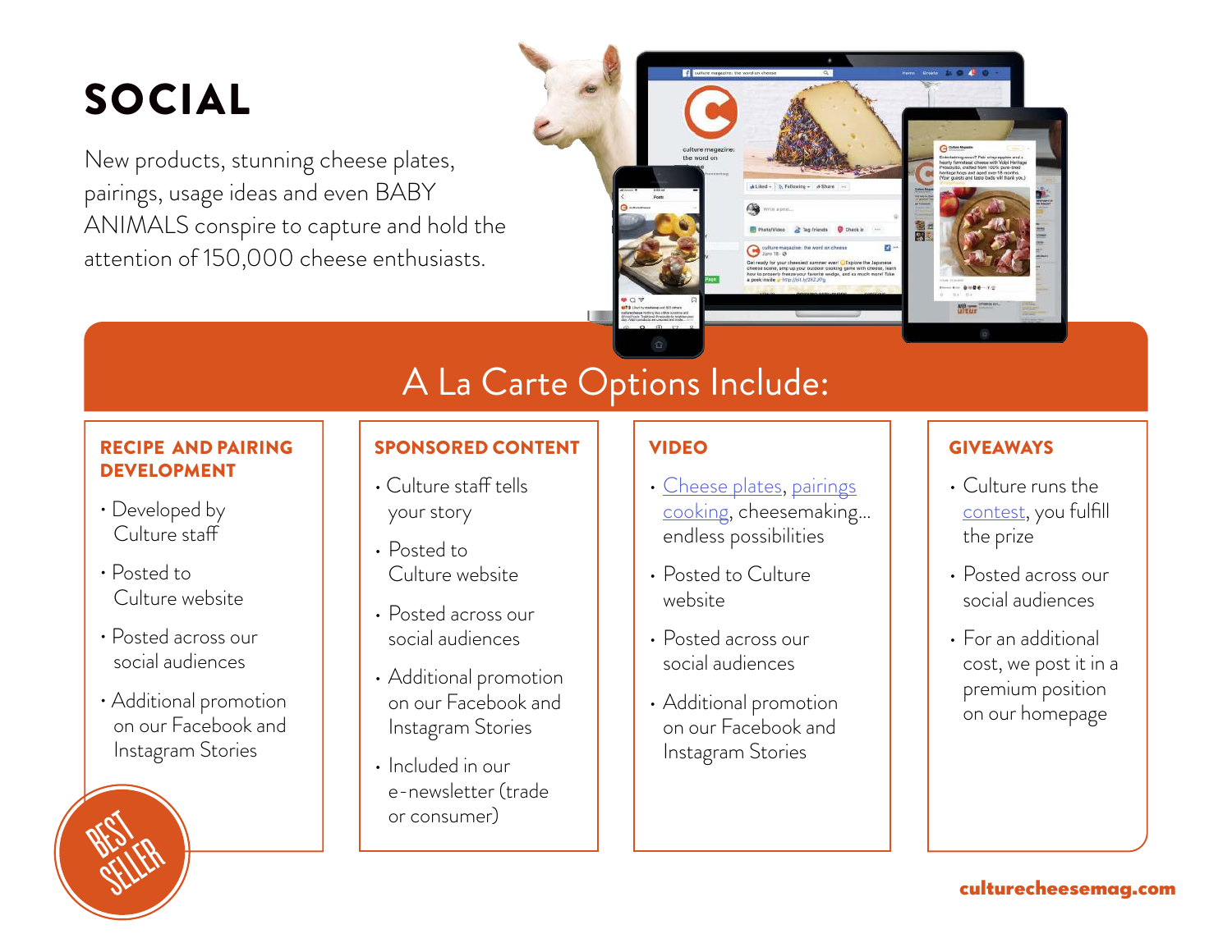# SOCIAL

New products, stunning cheese plates, pairings, usage ideas and even BABY ANIMALS conspire to capture and hold the attention of 150,000 cheese enthusiasts.

## A La Carte Options Include:

### RECIPE AND PAIRING DEVELOPMENT

- Developed by Culture staff
- Posted to Culture website
- Posted across our social audiences
- Additional promotion on our Facebook and Instagram Stories

BEST SELLER

### SPONSORED CONTENT

- Culture staff tells your story
- Posted to Culture website
- Posted across our social audiences
- Additional promotion on our Facebook and Instagram Stories
- Included in our e-newsletter (trade or consumer)

### VIDEO

- Cheese plates, pairings cooking, cheesemaking… endless possibilities
- Posted to Culture website
- Posted across our social audiences
- Additional promotion on our Facebook and Instagram Stories

### GIVEAWAYS

- Culture runs the contest, you fulfill the prize
- Posted across our social audiences
- For an additional cost, we post it in a premium position on our homepage

culturecheesemag.com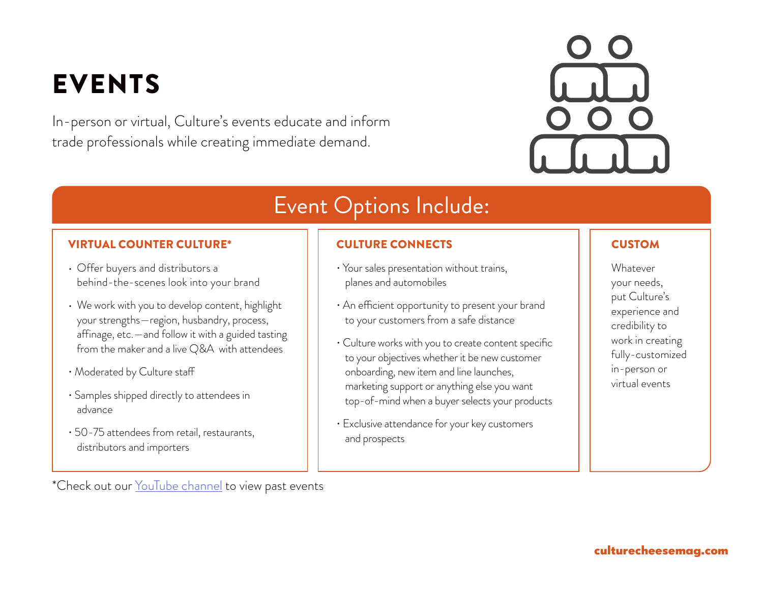# EVENTS

In-person or virtual, Culture's events educate and inform trade professionals while creating immediate demand.

## Event Options Include:

### VIRTUAL COUNTER CULTURE*

- Offer buyers and distributors a behind-the-scenes look into your brand
- We work with you to develop content, highlight your strengths—region, husbandry, process, affinage, etc.—and follow it with a guided tasting from the maker and a live Q&A with attendees
- Moderated by Culture staff
- Samples shipped directly to attendees in advance
- 50-75 attendees from retail, restaurants, distributors and importers

### CULTURE CONNECTS

- Your sales presentation without trains, planes and automobiles
- An efficient opportunity to present your brand to your customers from a safe distance
- Culture works with you to create content specific to your objectives whether it be new customer onboarding, new item and line launches, marketing support or anything else you want top-of-mind when a buyer selects your products
- Exclusive attendance for your key customers and prospects

### CUSTOM

Whatever your needs, put Culture's experience and credibility to work in creating fully-customized in-person or virtual events

*Check out our YouTube channel to view past events

culturecheesemag.com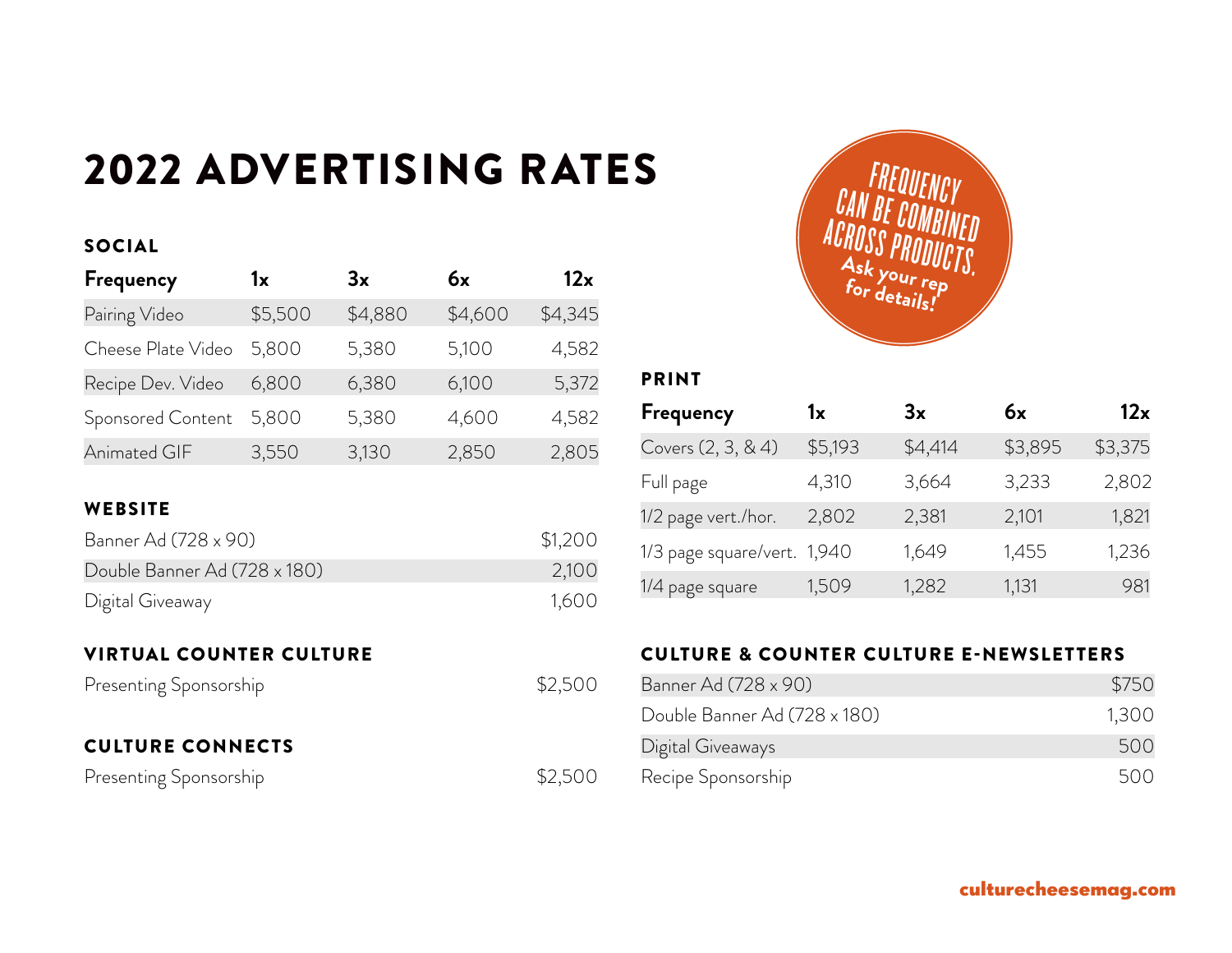# 2022 ADVERTISING RATES

**FREQUENCY CAN BE COMBINED ACROSS PRODUCTS. Ask your rep for details!**

## SOCIAL

| Frequency | 1x | 3x | 6x | 12x |
|---|---|---|---|---|
| Pairing Video | $5,500 | $4,880 | $4,600 | $4,345 |
| Cheese Plate Video | 5,800 | 5,380 | 5,100 | 4,582 |
| Recipe Dev. Video | 6,800 | 6,380 | 6,100 | 5,372 |
| Sponsored Content | 5,800 | 5,380 | 4,600 | 4,582 |
| Animated GIF | 3,550 | 3,130 | 2,850 | 2,805 |

## WEBSITE

| | |
|---|---|
| Banner Ad (728 x 90) | $1,200 |
| Double Banner Ad (728 x 180) | 2,100 |
| Digital Giveaway | 1,600 |

## VIRTUAL COUNTER CULTURE

| | |
|---|---|
| Presenting Sponsorship | $2,500 |

## CULTURE CONNECTS

| | |
|---|---|
| Presenting Sponsorship | $2,500 |

## PRINT

| Frequency | 1x | 3x | 6x | 12x |
|---|---|---|---|---|
| Covers (2, 3, & 4) | $5,193 | $4,414 | $3,895 | $3,375 |
| Full page | 4,310 | 3,664 | 3,233 | 2,802 |
| 1/2 page vert./hor. | 2,802 | 2,381 | 2,101 | 1,821 |
| 1/3 page square/vert. | 1,940 | 1,649 | 1,455 | 1,236 |
| 1/4 page square | 1,509 | 1,282 | 1,131 | 981 |

## CULTURE & COUNTER CULTURE E-NEWSLETTERS

| | |
|---|---|
| Banner Ad (728 x 90) | $750 |
| Double Banner Ad (728 x 180) | 1,300 |
| Digital Giveaways | 500 |
| Recipe Sponsorship | 500 |

culturecheesemag.com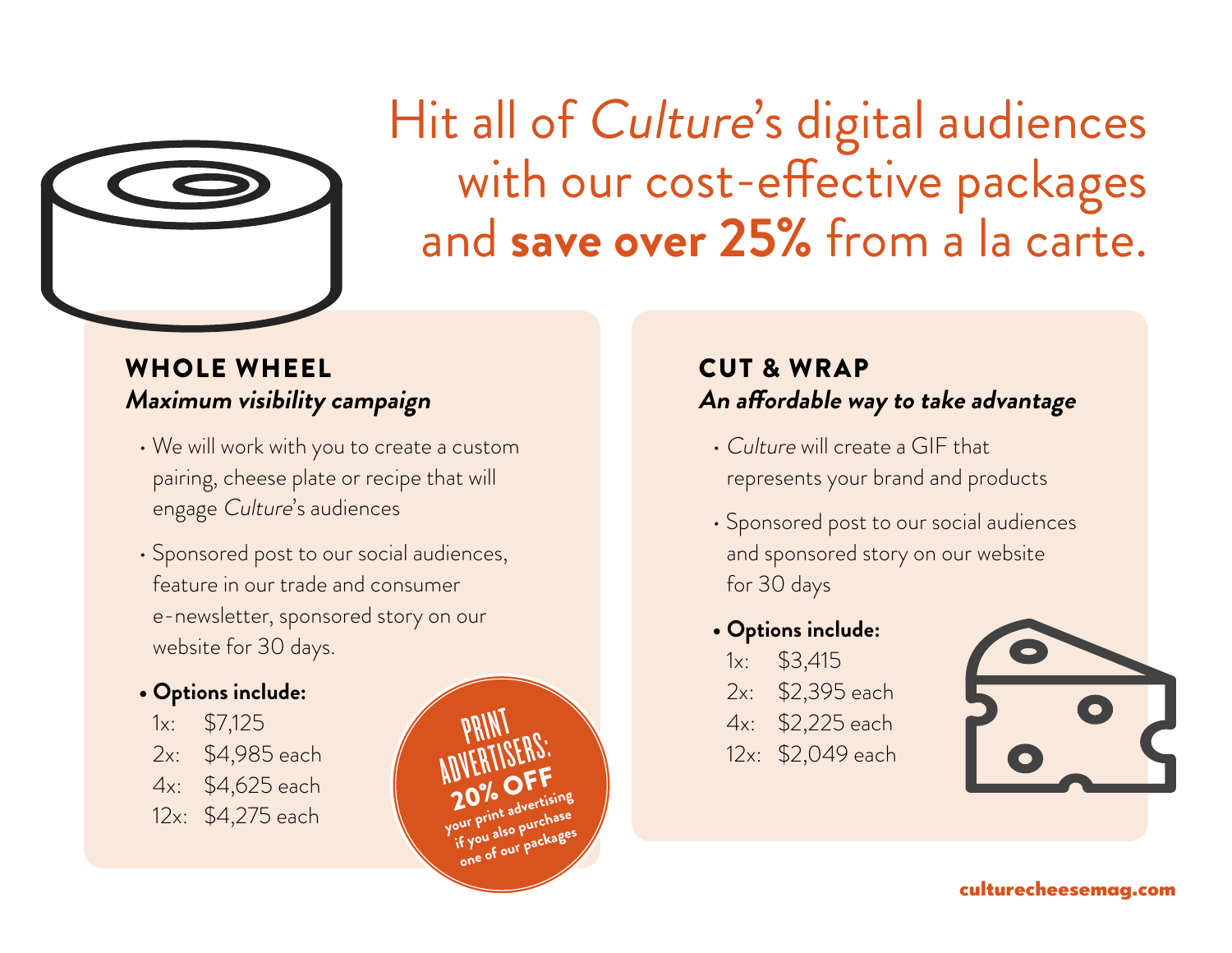# Hit all of *Culture*'s digital audiences with our cost-effective packages and **save over 25%** from a la carte.

## WHOLE WHEEL

***Maximum visibility campaign***

- We will work with you to create a custom pairing, cheese plate or recipe that will engage *Culture*'s audiences
- Sponsored post to our social audiences, feature in our trade and consumer e-newsletter, sponsored story on our website for 30 days.
- **Options include:**
  - 1x: $7,125
  - 2x: $4,985 each
  - 4x: $4,625 each
  - 12x: $4,275 each

**PRINT ADVERTISERS: 20% OFF** your print advertising if you also purchase one of our packages

## CUT & WRAP

***An affordable way to take advantage***

- *Culture* will create a GIF that represents your brand and products
- Sponsored post to our social audiences and sponsored story on our website for 30 days
- **Options include:**
  - 1x: $3,415
  - 2x: $2,395 each
  - 4x: $2,225 each
  - 12x: $2,049 each

**culturecheesemag.com**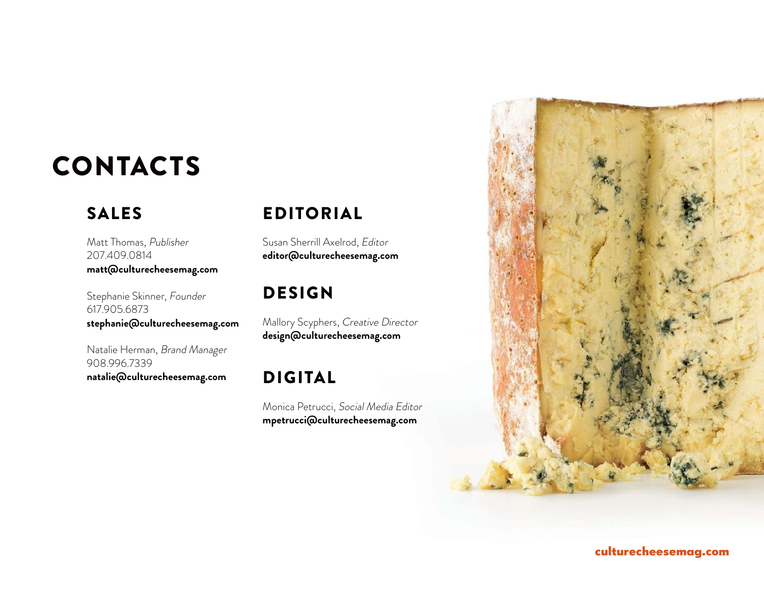# CONTACTS

## SALES

Matt Thomas, *Publisher*
207.409.0814
**matt@culturecheesemag.com**

Stephanie Skinner, *Founder*
617.905.6873
**stephanie@culturecheesemag.com**

Natalie Herman, *Brand Manager*
908.996.7339
**natalie@culturecheesemag.com**

## EDITORIAL

Susan Sherrill Axelrod, *Editor*
**editor@culturecheesemag.com**

## DESIGN

Mallory Scyphers, *Creative Director*
**design@culturecheesemag.com**

## DIGITAL

Monica Petrucci, *Social Media Editor*
**mpetrucci@culturecheesemag.com**

**culturecheesemag.com**